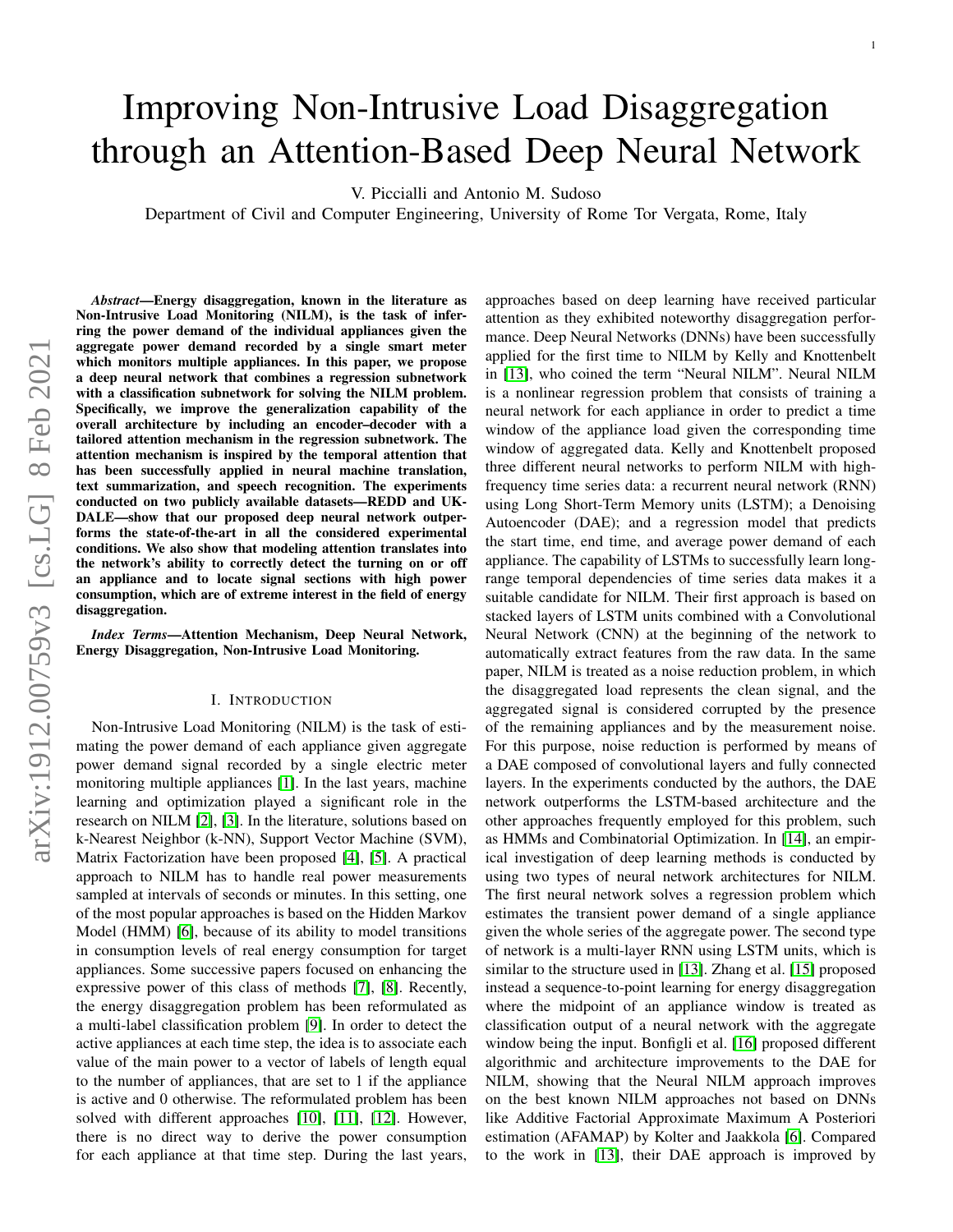# Improving Non-Intrusive Load Disaggregation through an Attention-Based Deep Neural Network

V. Piccialli and Antonio M. Sudoso

Department of Civil and Computer Engineering, University of Rome Tor Vergata, Rome, Italy

***Abstract*—Energy disaggregation, known in the literature as Non-Intrusive Load Monitoring (NILM), is the task of inferring the power demand of the individual appliances given the aggregate power demand recorded by a single smart meter which monitors multiple appliances. In this paper, we propose a deep neural network that combines a regression subnetwork with a classification subnetwork for solving the NILM problem. Specifically, we improve the generalization capability of the overall architecture by including an encoder–decoder with a tailored attention mechanism in the regression subnetwork. The attention mechanism is inspired by the temporal attention that has been successfully applied in neural machine translation, text summarization, and speech recognition. The experiments conducted on two publicly available datasets—REDD and UK-DALE—show that our proposed deep neural network outperforms the state-of-the-art in all the considered experimental conditions. We also show that modeling attention translates into the network's ability to correctly detect the turning on or off an appliance and to locate signal sections with high power consumption, which are of extreme interest in the field of energy disaggregation.**

***Index Terms*—Attention Mechanism, Deep Neural Network, Energy Disaggregation, Non-Intrusive Load Monitoring.**

## I. Introduction

Non-Intrusive Load Monitoring (NILM) is the task of estimating the power demand of each appliance given aggregate power demand signal recorded by a single electric meter monitoring multiple appliances [1]. In the last years, machine learning and optimization played a significant role in the research on NILM [2], [3]. In the literature, solutions based on k-Nearest Neighbor (k-NN), Support Vector Machine (SVM), Matrix Factorization have been proposed [4], [5]. A practical approach to NILM has to handle real power measurements sampled at intervals of seconds or minutes. In this setting, one of the most popular approaches is based on the Hidden Markov Model (HMM) [6], because of its ability to model transitions in consumption levels of real energy consumption for target appliances. Some successive papers focused on enhancing the expressive power of this class of methods [7], [8]. Recently, the energy disaggregation problem has been reformulated as a multi-label classification problem [9]. In order to detect the active appliances at each time step, the idea is to associate each value of the main power to a vector of labels of length equal to the number of appliances, that are set to 1 if the appliance is active and 0 otherwise. The reformulated problem has been solved with different approaches [10], [11], [12]. However, there is no direct way to derive the power consumption for each appliance at that time step. During the last years, approaches based on deep learning have received particular attention as they exhibited noteworthy disaggregation performance. Deep Neural Networks (DNNs) have been successfully applied for the first time to NILM by Kelly and Knottenbelt in [13], who coined the term "Neural NILM". Neural NILM is a nonlinear regression problem that consists of training a neural network for each appliance in order to predict a time window of the appliance load given the corresponding time window of aggregated data. Kelly and Knottenbelt proposed three different neural networks to perform NILM with high-frequency time series data: a recurrent neural network (RNN) using Long Short-Term Memory units (LSTM); a Denoising Autoencoder (DAE); and a regression model that predicts the start time, end time, and average power demand of each appliance. The capability of LSTMs to successfully learn long-range temporal dependencies of time series data makes it a suitable candidate for NILM. Their first approach is based on stacked layers of LSTM units combined with a Convolutional Neural Network (CNN) at the beginning of the network to automatically extract features from the raw data. In the same paper, NILM is treated as a noise reduction problem, in which the disaggregated load represents the clean signal, and the aggregated signal is considered corrupted by the presence of the remaining appliances and by the measurement noise. For this purpose, noise reduction is performed by means of a DAE composed of convolutional layers and fully connected layers. In the experiments conducted by the authors, the DAE network outperforms the LSTM-based architecture and the other approaches frequently employed for this problem, such as HMMs and Combinatorial Optimization. In [14], an empirical investigation of deep learning methods is conducted by using two types of neural network architectures for NILM. The first neural network solves a regression problem which estimates the transient power demand of a single appliance given the whole series of the aggregate power. The second type of network is a multi-layer RNN using LSTM units, which is similar to the structure used in [13]. Zhang et al. [15] proposed instead a sequence-to-point learning for energy disaggregation where the midpoint of an appliance window is treated as classification output of a neural network with the aggregate window being the input. Bonfigli et al. [16] proposed different algorithmic and architecture improvements to the DAE for NILM, showing that the Neural NILM approach improves on the best known NILM approaches not based on DNNs like Additive Factorial Approximate Maximum A Posteriori estimation (AFAMAP) by Kolter and Jaakkola [6]. Compared to the work in [13], their DAE approach is improved by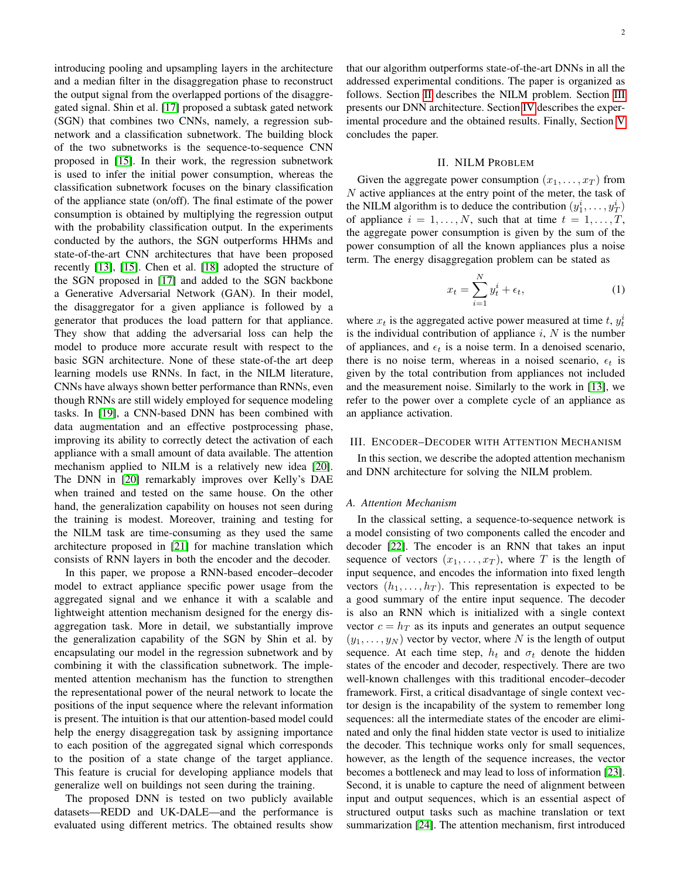introducing pooling and upsampling layers in the architecture and a median filter in the disaggregation phase to reconstruct the output signal from the overlapped portions of the disaggregated signal. Shin et al. [17] proposed a subtask gated network (SGN) that combines two CNNs, namely, a regression subnetwork and a classification subnetwork. The building block of the two subnetworks is the sequence-to-sequence CNN proposed in [15]. In their work, the regression subnetwork is used to infer the initial power consumption, whereas the classification subnetwork focuses on the binary classification of the appliance state (on/off). The final estimate of the power consumption is obtained by multiplying the regression output with the probability classification output. In the experiments conducted by the authors, the SGN outperforms HHMs and state-of-the-art CNN architectures that have been proposed recently [13], [15]. Chen et al. [18] adopted the structure of the SGN proposed in [17] and added to the SGN backbone a Generative Adversarial Network (GAN). In their model, the disaggregator for a given appliance is followed by a generator that produces the load pattern for that appliance. They show that adding the adversarial loss can help the model to produce more accurate result with respect to the basic SGN architecture. None of these state-of-the art deep learning models use RNNs. In fact, in the NILM literature, CNNs have always shown better performance than RNNs, even though RNNs are still widely employed for sequence modeling tasks. In [19], a CNN-based DNN has been combined with data augmentation and an effective postprocessing phase, improving its ability to correctly detect the activation of each appliance with a small amount of data available. The attention mechanism applied to NILM is a relatively new idea [20]. The DNN in [20] remarkably improves over Kelly's DAE when trained and tested on the same house. On the other hand, the generalization capability on houses not seen during the training is modest. Moreover, training and testing for the NILM task are time-consuming as they used the same architecture proposed in [21] for machine translation which consists of RNN layers in both the encoder and the decoder.

In this paper, we propose a RNN-based encoder–decoder model to extract appliance specific power usage from the aggregated signal and we enhance it with a scalable and lightweight attention mechanism designed for the energy disaggregation task. More in detail, we substantially improve the generalization capability of the SGN by Shin et al. by encapsulating our model in the regression subnetwork and by combining it with the classification subnetwork. The implemented attention mechanism has the function to strengthen the representational power of the neural network to locate the positions of the input sequence where the relevant information is present. The intuition is that our attention-based model could help the energy disaggregation task by assigning importance to each position of the aggregated signal which corresponds to the position of a state change of the target appliance. This feature is crucial for developing appliance models that generalize well on buildings not seen during the training.

The proposed DNN is tested on two publicly available datasets—REDD and UK-DALE—and the performance is evaluated using different metrics. The obtained results show that our algorithm outperforms state-of-the-art DNNs in all the addressed experimental conditions. The paper is organized as follows. Section II describes the NILM problem. Section III presents our DNN architecture. Section IV describes the experimental procedure and the obtained results. Finally, Section V concludes the paper.

## II. NILM Problem

Given the aggregate power consumption $(x_1, \ldots, x_T)$ from $N$ active appliances at the entry point of the meter, the task of the NILM algorithm is to deduce the contribution $(y_1^i, \ldots, y_T^i)$ of appliance $i = 1, \ldots, N$, such that at time $t = 1, \ldots, T$, the aggregate power consumption is given by the sum of the power consumption of all the known appliances plus a noise term. The energy disaggregation problem can be stated as

$$x_t = \sum_{i=1}^{N} y_t^i + \epsilon_t, \tag{1}$$

where $x_t$ is the aggregated active power measured at time $t$, $y_t^i$ is the individual contribution of appliance $i$, $N$ is the number of appliances, and $\epsilon_t$ is a noise term. In a denoised scenario, there is no noise term, whereas in a noised scenario, $\epsilon_t$ is given by the total contribution from appliances not included and the measurement noise. Similarly to the work in [13], we refer to the power over a complete cycle of an appliance as an appliance activation.

## III. Encoder–Decoder with Attention Mechanism

In this section, we describe the adopted attention mechanism and DNN architecture for solving the NILM problem.

### A. Attention Mechanism

In the classical setting, a sequence-to-sequence network is a model consisting of two components called the encoder and decoder [22]. The encoder is an RNN that takes an input sequence of vectors $(x_1, \ldots, x_T)$, where $T$ is the length of input sequence, and encodes the information into fixed length vectors $(h_1, \ldots, h_T)$. This representation is expected to be a good summary of the entire input sequence. The decoder is also an RNN which is initialized with a single context vector $c = h_T$ as its inputs and generates an output sequence $(y_1, \ldots, y_N)$ vector by vector, where $N$ is the length of output sequence. At each time step, $h_t$ and $\sigma_t$ denote the hidden states of the encoder and decoder, respectively. There are two well-known challenges with this traditional encoder–decoder framework. First, a critical disadvantage of single context vector design is the incapability of the system to remember long sequences: all the intermediate states of the encoder are eliminated and only the final hidden state vector is used to initialize the decoder. This technique works only for small sequences, however, as the length of the sequence increases, the vector becomes a bottleneck and may lead to loss of information [23]. Second, it is unable to capture the need of alignment between input and output sequences, which is an essential aspect of structured output tasks such as machine translation or text summarization [24]. The attention mechanism, first introduced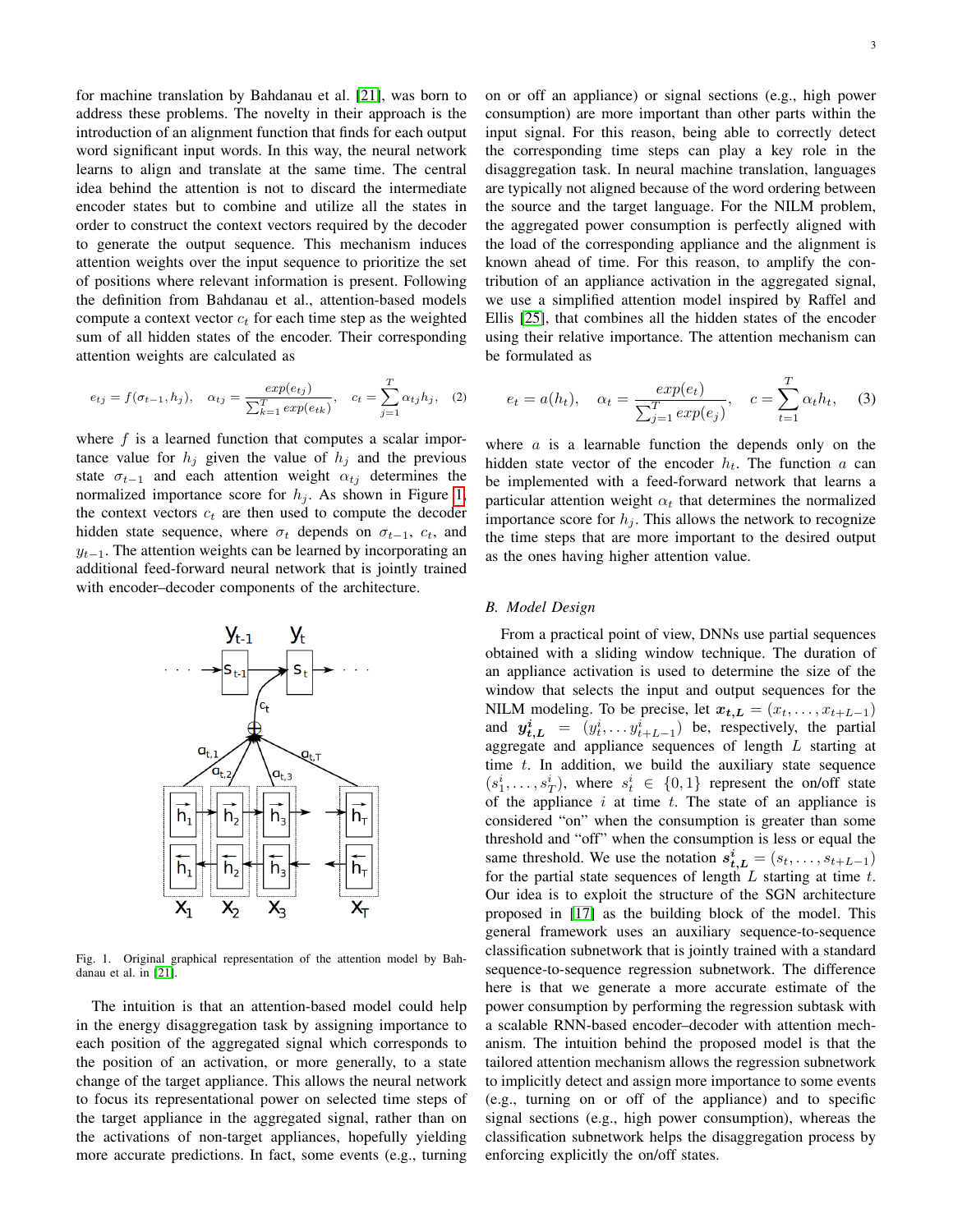for machine translation by Bahdanau et al. [21], was born to address these problems. The novelty in their approach is the introduction of an alignment function that finds for each output word significant input words. In this way, the neural network learns to align and translate at the same time. The central idea behind the attention is not to discard the intermediate encoder states but to combine and utilize all the states in order to construct the context vectors required by the decoder to generate the output sequence. This mechanism induces attention weights over the input sequence to prioritize the set of positions where relevant information is present. Following the definition from Bahdanau et al., attention-based models compute a context vector $c_t$ for each time step as the weighted sum of all hidden states of the encoder. Their corresponding attention weights are calculated as

$$e_{tj} = f(\sigma_{t-1}, h_j), \quad \alpha_{tj} = \frac{exp(e_{tj})}{\sum_{k=1}^{T} exp(e_{tk})}, \quad c_t = \sum_{j=1}^{T} \alpha_{tj} h_j, \quad (2)$$

where $f$ is a learned function that computes a scalar importance value for $h_j$ given the value of $h_j$ and the previous state $\sigma_{t-1}$ and each attention weight $\alpha_{tj}$ determines the normalized importance score for $h_j$. As shown in Figure 1, the context vectors $c_t$ are then used to compute the decoder hidden state sequence, where $\sigma_t$ depends on $\sigma_{t-1}$, $c_t$, and $y_{t-1}$. The attention weights can be learned by incorporating an additional feed-forward neural network that is jointly trained with encoder–decoder components of the architecture.

Fig. 1. Original graphical representation of the attention model by Bahdanau et al. in [21].

The intuition is that an attention-based model could help in the energy disaggregation task by assigning importance to each position of the aggregated signal which corresponds to the position of an activation, or more generally, to a state change of the target appliance. This allows the neural network to focus its representational power on selected time steps of the target appliance in the aggregated signal, rather than on the activations of non-target appliances, hopefully yielding more accurate predictions. In fact, some events (e.g., turning on or off an appliance) or signal sections (e.g., high power consumption) are more important than other parts within the input signal. For this reason, being able to correctly detect the corresponding time steps can play a key role in the disaggregation task. In neural machine translation, languages are typically not aligned because of the word ordering between the source and the target language. For the NILM problem, the aggregated power consumption is perfectly aligned with the load of the corresponding appliance and the alignment is known ahead of time. For this reason, to amplify the contribution of an appliance activation in the aggregated signal, we use a simplified attention model inspired by Raffel and Ellis [25], that combines all the hidden states of the encoder using their relative importance. The attention mechanism can be formulated as

$$e_t = a(h_t), \quad \alpha_t = \frac{exp(e_t)}{\sum_{j=1}^{T} exp(e_j)}, \quad c = \sum_{t=1}^{T} \alpha_t h_t, \quad (3)$$

where $a$ is a learnable function the depends only on the hidden state vector of the encoder $h_t$. The function $a$ can be implemented with a feed-forward network that learns a particular attention weight $\alpha_t$ that determines the normalized importance score for $h_j$. This allows the network to recognize the time steps that are more important to the desired output as the ones having higher attention value.

### B. Model Design

From a practical point of view, DNNs use partial sequences obtained with a sliding window technique. The duration of an appliance activation is used to determine the size of the window that selects the input and output sequences for the NILM modeling. To be precise, let $\boldsymbol{x_{t,L}} = (x_t, \ldots, x_{t+L-1})$ and $\boldsymbol{y^i_{t,L}} = (y^i_t, \ldots y^i_{t+L-1})$ be, respectively, the partial aggregate and appliance sequences of length $L$ starting at time $t$. In addition, we build the auxiliary state sequence $(s^i_1, \ldots, s^i_T)$, where $s^i_t \in \{0, 1\}$ represent the on/off state of the appliance $i$ at time $t$. The state of an appliance is considered "on" when the consumption is greater than some threshold and "off" when the consumption is less or equal the same threshold. We use the notation $\boldsymbol{s^i_{t,L}} = (s_t, \ldots, s_{t+L-1})$ for the partial state sequences of length $L$ starting at time $t$. Our idea is to exploit the structure of the SGN architecture proposed in [17] as the building block of the model. This general framework uses an auxiliary sequence-to-sequence classification subnetwork that is jointly trained with a standard sequence-to-sequence regression subnetwork. The difference here is that we generate a more accurate estimate of the power consumption by performing the regression subtask with a scalable RNN-based encoder–decoder with attention mechanism. The intuition behind the proposed model is that the tailored attention mechanism allows the regression subnetwork to implicitly detect and assign more importance to some events (e.g., turning on or off of the appliance) and to specific signal sections (e.g., high power consumption), whereas the classification subnetwork helps the disaggregation process by enforcing explicitly the on/off states.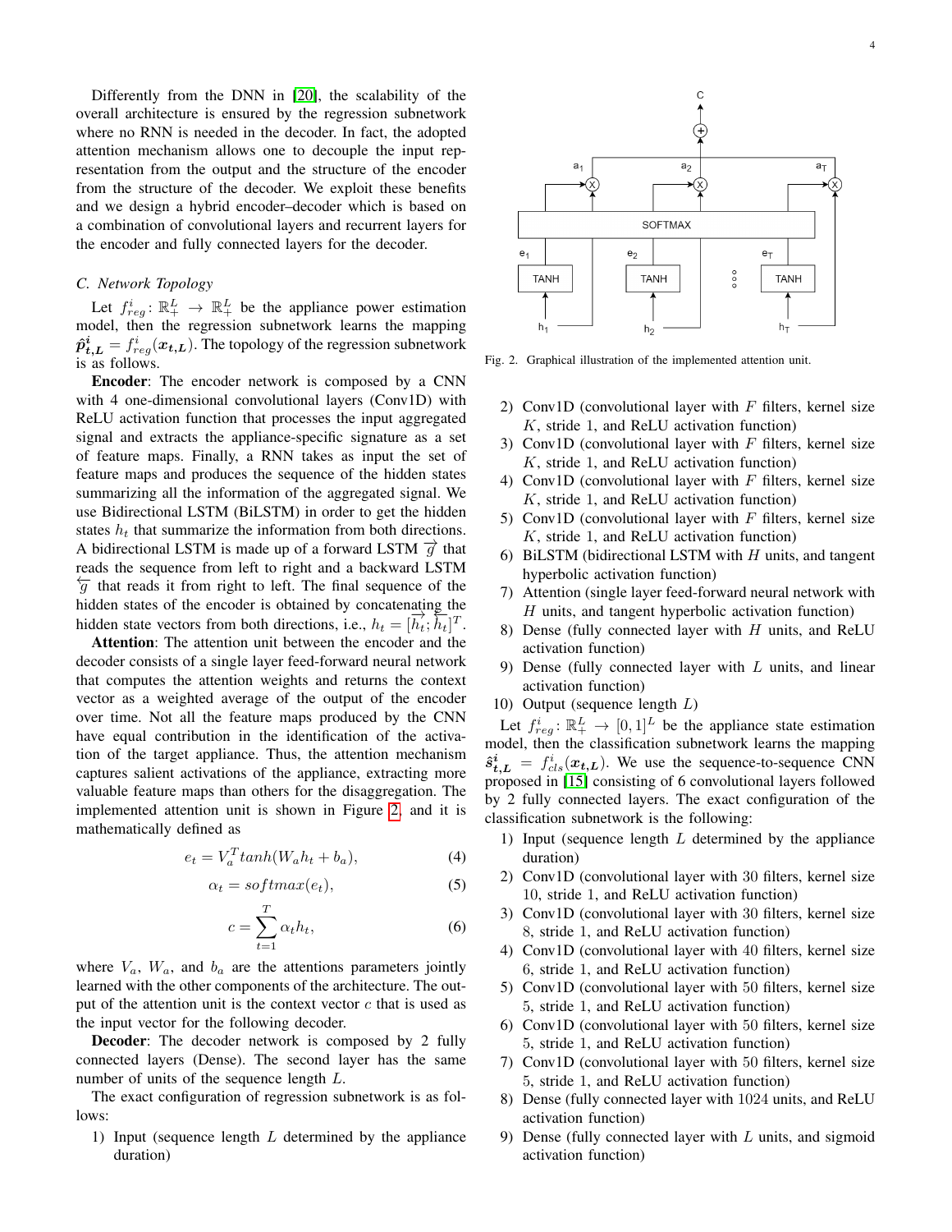Differently from the DNN in [20], the scalability of the overall architecture is ensured by the regression subnetwork where no RNN is needed in the decoder. In fact, the adopted attention mechanism allows one to decouple the input representation from the output and the structure of the encoder from the structure of the decoder. We exploit these benefits and we design a hybrid encoder–decoder which is based on a combination of convolutional layers and recurrent layers for the encoder and fully connected layers for the decoder.

### C. Network Topology

Let $f^i_{reg}\colon \mathbb{R}^L_+ \to \mathbb{R}^L_+$ be the appliance power estimation model, then the regression subnetwork learns the mapping $\hat{\boldsymbol{p}}^i_{\boldsymbol{t},\boldsymbol{L}} = f^i_{reg}(\boldsymbol{x}_{\boldsymbol{t},\boldsymbol{L}})$. The topology of the regression subnetwork is as follows.

**Encoder**: The encoder network is composed by a CNN with 4 one-dimensional convolutional layers (Conv1D) with ReLU activation function that processes the input aggregated signal and extracts the appliance-specific signature as a set of feature maps. Finally, a RNN takes as input the set of feature maps and produces the sequence of the hidden states summarizing all the information of the aggregated signal. We use Bidirectional LSTM (BiLSTM) in order to get the hidden states $h_t$ that summarize the information from both directions. A bidirectional LSTM is made up of a forward LSTM $\overrightarrow{g}$ that reads the sequence from left to right and a backward LSTM $\overleftarrow{g}$ that reads it from right to left. The final sequence of the hidden states of the encoder is obtained by concatenating the hidden state vectors from both directions, i.e., $h_t = [\overrightarrow{h_t}; \overleftarrow{h_t}]^T$.

**Attention**: The attention unit between the encoder and the decoder consists of a single layer feed-forward neural network that computes the attention weights and returns the context vector as a weighted average of the output of the encoder over time. Not all the feature maps produced by the CNN have equal contribution in the identification of the activation of the target appliance. Thus, the attention mechanism captures salient activations of the appliance, extracting more valuable feature maps than others for the disaggregation. The implemented attention unit is shown in Figure 2, and it is mathematically defined as

$$e_t = V_a^T tanh(W_a h_t + b_a), \tag{4}$$

$$\alpha_t = softmax(e_t), \tag{5}$$

$$c = \sum_{t=1}^{T} \alpha_t h_t, \tag{6}$$

where $V_a$, $W_a$, and $b_a$ are the attentions parameters jointly learned with the other components of the architecture. The output of the attention unit is the context vector $c$ that is used as the input vector for the following decoder.

**Decoder**: The decoder network is composed by 2 fully connected layers (Dense). The second layer has the same number of units of the sequence length $L$.

The exact configuration of regression subnetwork is as follows:

1) Input (sequence length $L$ determined by the appliance duration)
2) Conv1D (convolutional layer with $F$ filters, kernel size $K$, stride 1, and ReLU activation function)
3) Conv1D (convolutional layer with $F$ filters, kernel size $K$, stride 1, and ReLU activation function)
4) Conv1D (convolutional layer with $F$ filters, kernel size $K$, stride 1, and ReLU activation function)
5) Conv1D (convolutional layer with $F$ filters, kernel size $K$, stride 1, and ReLU activation function)
6) BiLSTM (bidirectional LSTM with $H$ units, and tangent hyperbolic activation function)
7) Attention (single layer feed-forward neural network with $H$ units, and tangent hyperbolic activation function)
8) Dense (fully connected layer with $H$ units, and ReLU activation function)
9) Dense (fully connected layer with $L$ units, and linear activation function)
10) Output (sequence length $L$)

Fig. 2. Graphical illustration of the implemented attention unit.

Let $f^i_{reg}\colon \mathbb{R}^L_+ \to [0,1]^L$ be the appliance state estimation model, then the classification subnetwork learns the mapping $\hat{\boldsymbol{s}}^i_{\boldsymbol{t},\boldsymbol{L}} = f^i_{cls}(\boldsymbol{x}_{\boldsymbol{t},\boldsymbol{L}})$. We use the sequence-to-sequence CNN proposed in [15] consisting of 6 convolutional layers followed by 2 fully connected layers. The exact configuration of the classification subnetwork is the following:

1) Input (sequence length $L$ determined by the appliance duration)
2) Conv1D (convolutional layer with 30 filters, kernel size 10, stride 1, and ReLU activation function)
3) Conv1D (convolutional layer with 30 filters, kernel size 8, stride 1, and ReLU activation function)
4) Conv1D (convolutional layer with 40 filters, kernel size 6, stride 1, and ReLU activation function)
5) Conv1D (convolutional layer with 50 filters, kernel size 5, stride 1, and ReLU activation function)
6) Conv1D (convolutional layer with 50 filters, kernel size 5, stride 1, and ReLU activation function)
7) Conv1D (convolutional layer with 50 filters, kernel size 5, stride 1, and ReLU activation function)
8) Dense (fully connected layer with 1024 units, and ReLU activation function)
9) Dense (fully connected layer with $L$ units, and sigmoid activation function)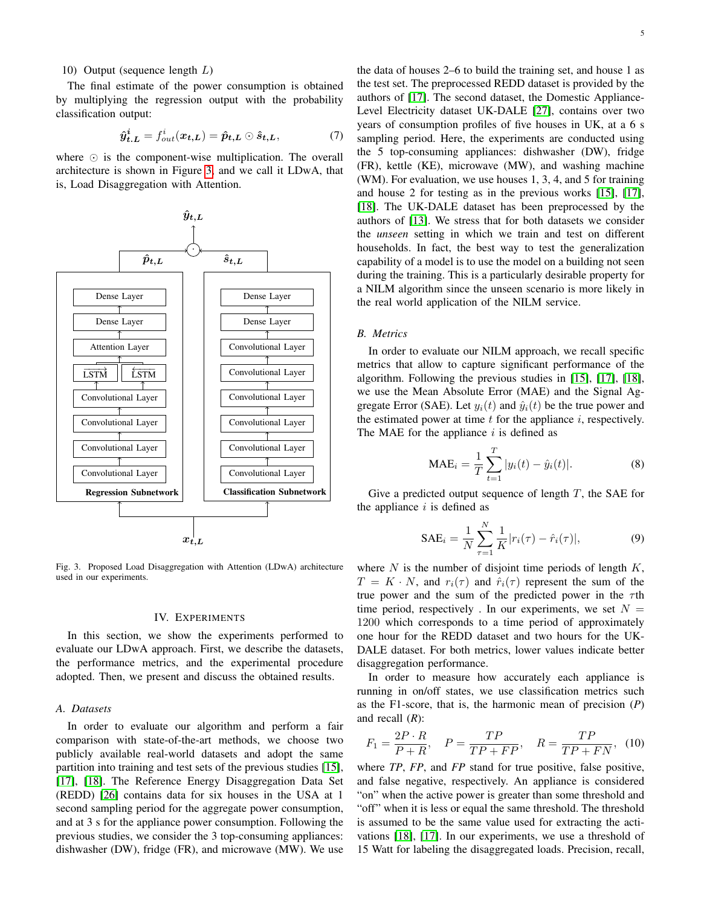10) Output (sequence length $L$)

The final estimate of the power consumption is obtained by multiplying the regression output with the probability classification output:

$$\hat{\boldsymbol{y}}^{\boldsymbol{i}}_{\boldsymbol{t}.\boldsymbol{L}} = f^i_{out}(\boldsymbol{x}_{\boldsymbol{t},\boldsymbol{L}}) = \hat{\boldsymbol{p}}_{\boldsymbol{t},\boldsymbol{L}} \odot \hat{\boldsymbol{s}}_{\boldsymbol{t},\boldsymbol{L}}, \tag{7}$$

where $\odot$ is the component-wise multiplication. The overall architecture is shown in Figure 3, and we call it LDwA, that is, Load Disaggregation with Attention.

Fig. 3. Proposed Load Disaggregation with Attention (LDwA) architecture used in our experiments.

## IV. Experiments

In this section, we show the experiments performed to evaluate our LDwA approach. First, we describe the datasets, the performance metrics, and the experimental procedure adopted. Then, we present and discuss the obtained results.

### A. Datasets

In order to evaluate our algorithm and perform a fair comparison with state-of-the-art methods, we choose two publicly available real-world datasets and adopt the same partition into training and test sets of the previous studies [15], [17], [18]. The Reference Energy Disaggregation Data Set (REDD) [26] contains data for six houses in the USA at 1 second sampling period for the aggregate power consumption, and at 3 s for the appliance power consumption. Following the previous studies, we consider the 3 top-consuming appliances: dishwasher (DW), fridge (FR), and microwave (MW). We use the data of houses 2–6 to build the training set, and house 1 as the test set. The preprocessed REDD dataset is provided by the authors of [17]. The second dataset, the Domestic Appliance-Level Electricity dataset UK-DALE [27], contains over two years of consumption profiles of five houses in UK, at a 6 s sampling period. Here, the experiments are conducted using the 5 top-consuming appliances: dishwasher (DW), fridge (FR), kettle (KE), microwave (MW), and washing machine (WM). For evaluation, we use houses 1, 3, 4, and 5 for training and house 2 for testing as in the previous works [15], [17], [18]. The UK-DALE dataset has been preprocessed by the authors of [13]. We stress that for both datasets we consider the *unseen* setting in which we train and test on different households. In fact, the best way to test the generalization capability of a model is to use the model on a building not seen during the training. This is a particularly desirable property for a NILM algorithm since the unseen scenario is more likely in the real world application of the NILM service.

### B. Metrics

In order to evaluate our NILM approach, we recall specific metrics that allow to capture significant performance of the algorithm. Following the previous studies in [15], [17], [18], we use the Mean Absolute Error (MAE) and the Signal Aggregate Error (SAE). Let $y_i(t)$ and $\hat{y}_i(t)$ be the true power and the estimated power at time $t$ for the appliance $i$, respectively. The MAE for the appliance $i$ is defined as

$$\text{MAE}_i = \frac{1}{T}\sum_{t=1}^{T} |y_i(t) - \hat{y}_i(t)|. \tag{8}$$

Give a predicted output sequence of length $T$, the SAE for the appliance $i$ is defined as

$$\text{SAE}_i = \frac{1}{N}\sum_{\tau=1}^{N} \frac{1}{K}|r_i(\tau) - \hat{r}_i(\tau)|, \tag{9}$$

where $N$ is the number of disjoint time periods of length $K$, $T = K \cdot N$, and $r_i(\tau)$ and $\hat{r}_i(\tau)$ represent the sum of the true power and the sum of the predicted power in the $\tau$th time period, respectively . In our experiments, we set $N = 1200$ which corresponds to a time period of approximately one hour for the REDD dataset and two hours for the UK-DALE dataset. For both metrics, lower values indicate better disaggregation performance.

In order to measure how accurately each appliance is running in on/off states, we use classification metrics such as the F1-score, that is, the harmonic mean of precision (*P*) and recall (*R*):

$$F_1 = \frac{2P \cdot R}{P + R}, \quad P = \frac{TP}{TP + FP}, \quad R = \frac{TP}{TP + FN}, \tag{10}$$

where *TP*, *FP*, and *FP* stand for true positive, false positive, and false negative, respectively. An appliance is considered "on" when the active power is greater than some threshold and "off" when it is less or equal the same threshold. The threshold is assumed to be the same value used for extracting the activations [18], [17]. In our experiments, we use a threshold of 15 Watt for labeling the disaggregated loads. Precision, recall,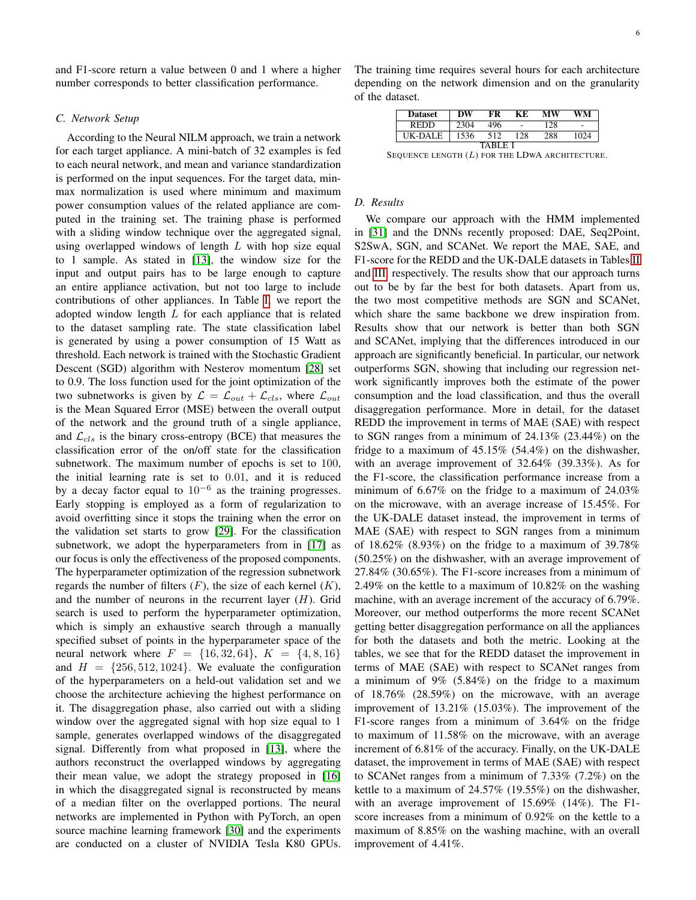and F1-score return a value between 0 and 1 where a higher number corresponds to better classification performance.

### C. Network Setup

According to the Neural NILM approach, we train a network for each target appliance. A mini-batch of 32 examples is fed to each neural network, and mean and variance standardization is performed on the input sequences. For the target data, min-max normalization is used where minimum and maximum power consumption values of the related appliance are computed in the training set. The training phase is performed with a sliding window technique over the aggregated signal, using overlapped windows of length $L$ with hop size equal to 1 sample. As stated in [13], the window size for the input and output pairs has to be large enough to capture an entire appliance activation, but not too large to include contributions of other appliances. In Table I, we report the adopted window length $L$ for each appliance that is related to the dataset sampling rate. The state classification label is generated by using a power consumption of 15 Watt as threshold. Each network is trained with the Stochastic Gradient Descent (SGD) algorithm with Nesterov momentum [28] set to 0.9. The loss function used for the joint optimization of the two subnetworks is given by $\mathcal{L} = \mathcal{L}_{out} + \mathcal{L}_{cls}$, where $\mathcal{L}_{out}$ is the Mean Squared Error (MSE) between the overall output of the network and the ground truth of a single appliance, and $\mathcal{L}_{cls}$ is the binary cross-entropy (BCE) that measures the classification error of the on/off state for the classification subnetwork. The maximum number of epochs is set to 100, the initial learning rate is set to 0.01, and it is reduced by a decay factor equal to $10^{-6}$ as the training progresses. Early stopping is employed as a form of regularization to avoid overfitting since it stops the training when the error on the validation set starts to grow [29]. For the classification subnetwork, we adopt the hyperparameters from in [17] as our focus is only the effectiveness of the proposed components. The hyperparameter optimization of the regression subnetwork regards the number of filters ($F$), the size of each kernel ($K$), and the number of neurons in the recurrent layer ($H$). Grid search is used to perform the hyperparameter optimization, which is simply an exhaustive search through a manually specified subset of points in the hyperparameter space of the neural network where $F = \{16, 32, 64\}$, $K = \{4, 8, 16\}$ and $H = \{256, 512, 1024\}$. We evaluate the configuration of the hyperparameters on a held-out validation set and we choose the architecture achieving the highest performance on it. The disaggregation phase, also carried out with a sliding window over the aggregated signal with hop size equal to 1 sample, generates overlapped windows of the disaggregated signal. Differently from what proposed in [13], where the authors reconstruct the overlapped windows by aggregating their mean value, we adopt the strategy proposed in [16] in which the disaggregated signal is reconstructed by means of a median filter on the overlapped portions. The neural networks are implemented in Python with PyTorch, an open source machine learning framework [30] and the experiments are conducted on a cluster of NVIDIA Tesla K80 GPUs. The training time requires several hours for each architecture depending on the network dimension and on the granularity of the dataset.

| Dataset | DW | FR | KE | MW | WM |
|---|---|---|---|---|---|
| REDD | 2304 | 496 | - | 128 | - |
| UK-DALE | 1536 | 512 | 128 | 288 | 1024 |

TABLE I
SEQUENCE LENGTH ($L$) FOR THE LDWA ARCHITECTURE.

### D. Results

We compare our approach with the HMM implemented in [31] and the DNNs recently proposed: DAE, Seq2Point, S2SwA, SGN, and SCANet. We report the MAE, SAE, and F1-score for the REDD and the UK-DALE datasets in Tables II and III, respectively. The results show that our approach turns out to be by far the best for both datasets. Apart from us, the two most competitive methods are SGN and SCANet, which share the same backbone we drew inspiration from. Results show that our network is better than both SGN and SCANet, implying that the differences introduced in our approach are significantly beneficial. In particular, our network outperforms SGN, showing that including our regression network significantly improves both the estimate of the power consumption and the load classification, and thus the overall disaggregation performance. More in detail, for the dataset REDD the improvement in terms of MAE (SAE) with respect to SGN ranges from a minimum of 24.13% (23.44%) on the fridge to a maximum of 45.15% (54.4%) on the dishwasher, with an average improvement of 32.64% (39.33%). As for the F1-score, the classification performance increase from a minimum of 6.67% on the fridge to a maximum of 24.03% on the microwave, with an average increase of 15.45%. For the UK-DALE dataset instead, the improvement in terms of MAE (SAE) with respect to SGN ranges from a minimum of 18.62% (8.93%) on the fridge to a maximum of 39.78% (50.25%) on the dishwasher, with an average improvement of 27.84% (30.65%). The F1-score increases from a minimum of 2.49% on the kettle to a maximum of 10.82% on the washing machine, with an average increment of the accuracy of 6.79%. Moreover, our method outperforms the more recent SCANet getting better disaggregation performance on all the appliances for both the datasets and both the metric. Looking at the tables, we see that for the REDD dataset the improvement in terms of MAE (SAE) with respect to SCANet ranges from a minimum of 9% (5.84%) on the fridge to a maximum of 18.76% (28.59%) on the microwave, with an average improvement of 13.21% (15.03%). The improvement of the F1-score ranges from a minimum of 3.64% on the fridge to maximum of 11.58% on the microwave, with an average increment of 6.81% of the accuracy. Finally, on the UK-DALE dataset, the improvement in terms of MAE (SAE) with respect to SCANet ranges from a minimum of 7.33% (7.2%) on the kettle to a maximum of 24.57% (19.55%) on the dishwasher, with an average improvement of 15.69% (14%). The F1-score increases from a minimum of 0.92% on the kettle to a maximum of 8.85% on the washing machine, with an overall improvement of 4.41%.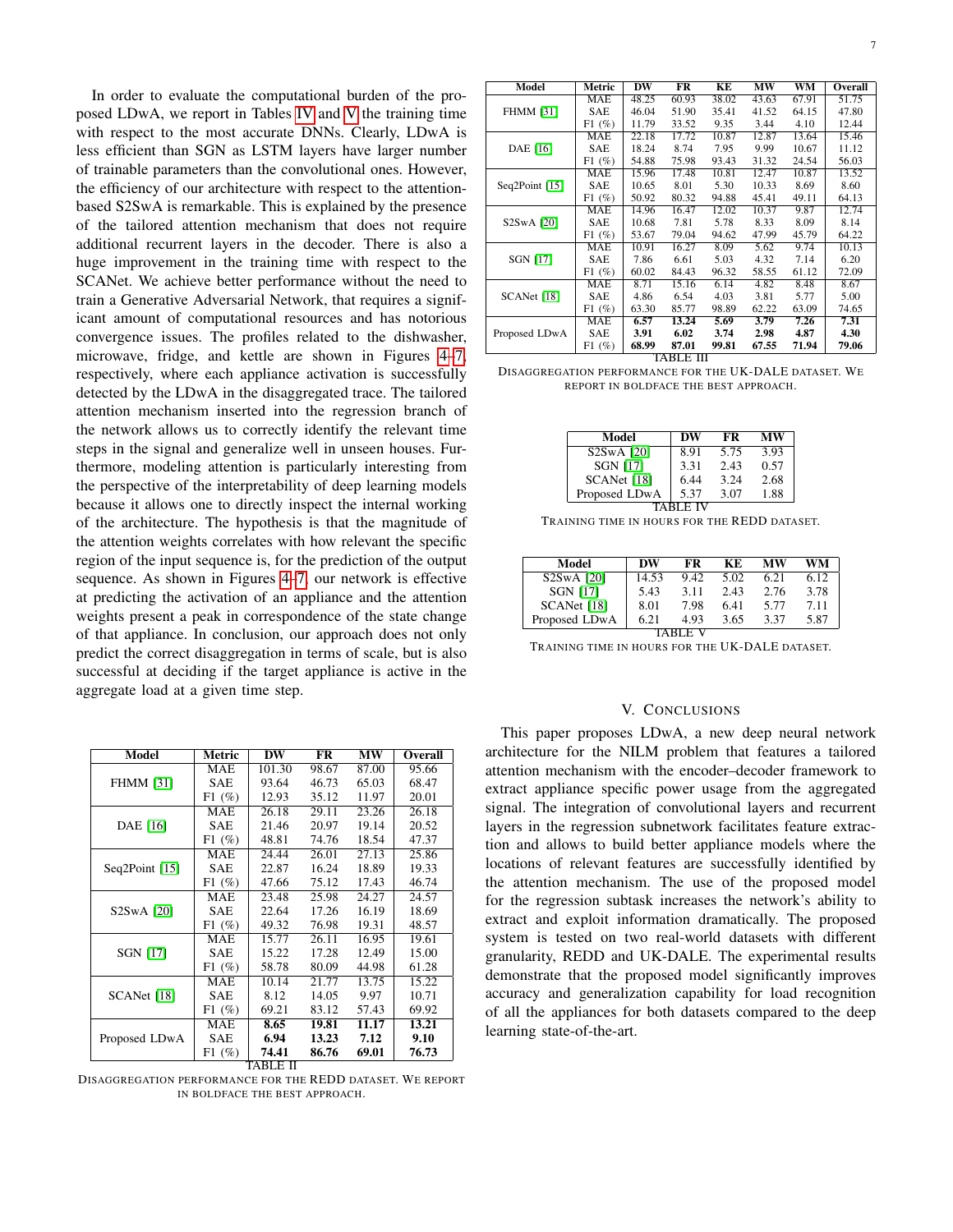In order to evaluate the computational burden of the proposed LDwA, we report in Tables IV and V the training time with respect to the most accurate DNNs. Clearly, LDwA is less efficient than SGN as LSTM layers have larger number of trainable parameters than the convolutional ones. However, the efficiency of our architecture with respect to the attention-based S2SwA is remarkable. This is explained by the presence of the tailored attention mechanism that does not require additional recurrent layers in the decoder. There is also a huge improvement in the training time with respect to the SCANet. We achieve better performance without the need to train a Generative Adversarial Network, that requires a significant amount of computational resources and has notorious convergence issues. The profiles related to the dishwasher, microwave, fridge, and kettle are shown in Figures 4–7, respectively, where each appliance activation is successfully detected by the LDwA in the disaggregated trace. The tailored attention mechanism inserted into the regression branch of the network allows us to correctly identify the relevant time steps in the signal and generalize well in unseen houses. Furthermore, modeling attention is particularly interesting from the perspective of the interpretability of deep learning models because it allows one to directly inspect the internal working of the architecture. The hypothesis is that the magnitude of the attention weights correlates with how relevant the specific region of the input sequence is, for the prediction of the output sequence. As shown in Figures 4–7, our network is effective at predicting the activation of an appliance and the attention weights present a peak in correspondence of the state change of that appliance. In conclusion, our approach does not only predict the correct disaggregation in terms of scale, but is also successful at deciding if the target appliance is active in the aggregate load at a given time step.

| Model | Metric | DW | FR | MW | Overall |
|---|---|---|---|---|---|
| FHMM [31] | MAE | 101.30 | 98.67 | 87.00 | 95.66 |
| | SAE | 93.64 | 46.73 | 65.03 | 68.47 |
| | F1 (%) | 12.93 | 35.12 | 11.97 | 20.01 |
| DAE [16] | MAE | 26.18 | 29.11 | 23.26 | 26.18 |
| | SAE | 21.46 | 20.97 | 19.14 | 20.52 |
| | F1 (%) | 48.81 | 74.76 | 18.54 | 47.37 |
| Seq2Point [15] | MAE | 24.44 | 26.01 | 27.13 | 25.86 |
| | SAE | 22.87 | 16.24 | 18.89 | 19.33 |
| | F1 (%) | 47.66 | 75.12 | 17.43 | 46.74 |
| S2SwA [20] | MAE | 23.48 | 25.98 | 24.27 | 24.57 |
| | SAE | 22.64 | 17.26 | 16.19 | 18.69 |
| | F1 (%) | 49.32 | 76.98 | 19.31 | 48.57 |
| SGN [17] | MAE | 15.77 | 26.11 | 16.95 | 19.61 |
| | SAE | 15.22 | 17.28 | 12.49 | 15.00 |
| | F1 (%) | 58.78 | 80.09 | 44.98 | 61.28 |
| SCANet [18] | MAE | 10.14 | 21.77 | 13.75 | 15.22 |
| | SAE | 8.12 | 14.05 | 9.97 | 10.71 |
| | F1 (%) | 69.21 | 83.12 | 57.43 | 69.92 |
| Proposed LDwA | MAE | **8.65** | **19.81** | **11.17** | **13.21** |
| | SAE | **6.94** | **13.23** | **7.12** | **9.10** |
| | F1 (%) | **74.41** | **86.76** | **69.01** | **76.73** |

TABLE II
DISAGGREGATION PERFORMANCE FOR THE REDD DATASET. WE REPORT IN BOLDFACE THE BEST APPROACH.

| Model | Metric | DW | FR | KE | MW | WM | Overall |
|---|---|---|---|---|---|---|---|
| FHMM [31] | MAE | 48.25 | 60.93 | 38.02 | 43.63 | 67.91 | 51.75 |
| | SAE | 46.04 | 51.90 | 35.41 | 41.52 | 64.15 | 47.80 |
| | F1 (%) | 11.79 | 33.52 | 9.35 | 3.44 | 4.10 | 12.44 |
| DAE [16] | MAE | 22.18 | 17.72 | 10.87 | 12.87 | 13.64 | 15.46 |
| | SAE | 18.24 | 8.74 | 7.95 | 9.99 | 10.67 | 11.12 |
| | F1 (%) | 54.88 | 75.98 | 93.43 | 31.32 | 24.54 | 56.03 |
| Seq2Point [15] | MAE | 15.96 | 17.48 | 10.81 | 12.47 | 10.87 | 13.52 |
| | SAE | 10.65 | 8.01 | 5.30 | 10.33 | 8.69 | 8.60 |
| | F1 (%) | 50.92 | 80.32 | 94.88 | 45.41 | 49.11 | 64.13 |
| S2SwA [20] | MAE | 14.96 | 16.47 | 12.02 | 10.37 | 9.87 | 12.74 |
| | SAE | 10.68 | 7.81 | 5.78 | 8.33 | 8.09 | 8.14 |
| | F1 (%) | 53.67 | 79.04 | 94.62 | 47.99 | 45.79 | 64.22 |
| SGN [17] | MAE | 10.91 | 16.27 | 8.09 | 5.62 | 9.74 | 10.13 |
| | SAE | 7.86 | 6.61 | 5.03 | 4.32 | 7.14 | 6.20 |
| | F1 (%) | 60.02 | 84.43 | 96.32 | 58.55 | 61.12 | 72.09 |
| SCANet [18] | MAE | 8.71 | 15.16 | 6.14 | 4.82 | 8.48 | 8.67 |
| | SAE | 4.86 | 6.54 | 4.03 | 3.81 | 5.77 | 5.00 |
| | F1 (%) | 63.30 | 85.77 | 98.89 | 62.22 | 63.09 | 74.65 |
| Proposed LDwA | MAE | **6.57** | **13.24** | **5.69** | **3.79** | **7.26** | **7.31** |
| | SAE | **3.91** | **6.02** | **3.74** | **2.98** | **4.87** | **4.30** |
| | F1 (%) | **68.99** | **87.01** | **99.81** | **67.55** | **71.94** | **79.06** |

TABLE III
DISAGGREGATION PERFORMANCE FOR THE UK-DALE DATASET. WE REPORT IN BOLDFACE THE BEST APPROACH.

| Model | DW | FR | MW |
|---|---|---|---|
| S2SwA [20] | 8.91 | 5.75 | 3.93 |
| SGN [17] | 3.31 | 2.43 | 0.57 |
| SCANet [18] | 6.44 | 3.24 | 2.68 |
| Proposed LDwA | 5.37 | 3.07 | 1.88 |

TABLE IV
TRAINING TIME IN HOURS FOR THE REDD DATASET.

| Model | DW | FR | KE | MW | WM |
|---|---|---|---|---|---|
| S2SwA [20] | 14.53 | 9.42 | 5.02 | 6.21 | 6.12 |
| SGN [17] | 5.43 | 3.11 | 2.43 | 2.76 | 3.78 |
| SCANet [18] | 8.01 | 7.98 | 6.41 | 5.77 | 7.11 |
| Proposed LDwA | 6.21 | 4.93 | 3.65 | 3.37 | 5.87 |

TABLE V
TRAINING TIME IN HOURS FOR THE UK-DALE DATASET.

## V. CONCLUSIONS

This paper proposes LDwA, a new deep neural network architecture for the NILM problem that features a tailored attention mechanism with the encoder–decoder framework to extract appliance specific power usage from the aggregated signal. The integration of convolutional layers and recurrent layers in the regression subnetwork facilitates feature extraction and allows to build better appliance models where the locations of relevant features are successfully identified by the attention mechanism. The use of the proposed model for the regression subtask increases the network's ability to extract and exploit information dramatically. The proposed system is tested on two real-world datasets with different granularity, REDD and UK-DALE. The experimental results demonstrate that the proposed model significantly improves accuracy and generalization capability for load recognition of all the appliances for both datasets compared to the deep learning state-of-the-art.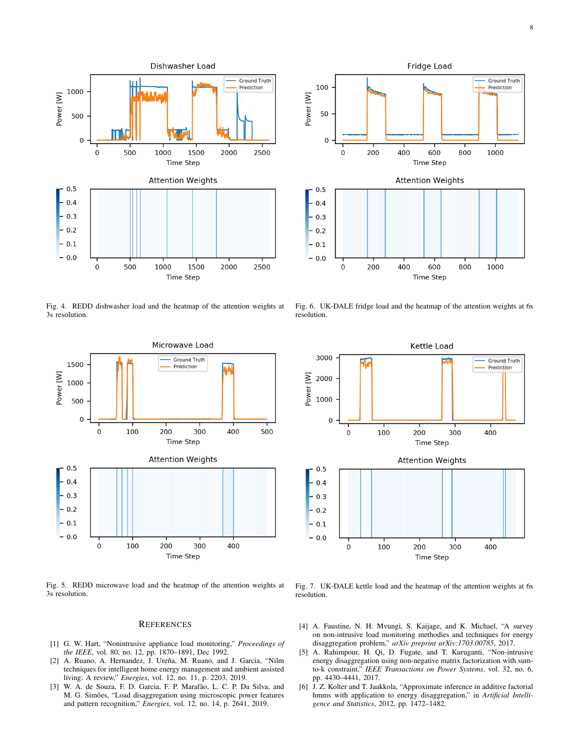Fig. 4. REDD dishwasher load and the heatmap of the attention weights at 3s resolution.

Fig. 5. REDD microwave load and the heatmap of the attention weights at 3s resolution.

Fig. 6. UK-DALE fridge load and the heatmap of the attention weights at 6s resolution.

Fig. 7. UK-DALE kettle load and the heatmap of the attention weights at 6s resolution.

## REFERENCES

[1] G. W. Hart, "Nonintrusive appliance load monitoring," *Proceedings of the IEEE*, vol. 80, no. 12, pp. 1870–1891, Dec 1992.

[2] A. Ruano, A. Hernandez, J. Ureña, M. Ruano, and J. Garcia, "Nilm techniques for intelligent home energy management and ambient assisted living: A review," *Energies*, vol. 12, no. 11, p. 2203, 2019.

[3] W. A. de Souza, F. D. Garcia, F. P. Marafão, L. C. P. Da Silva, and M. G. Simões, "Load disaggregation using microscopic power features and pattern recognition," *Energies*, vol. 12, no. 14, p. 2641, 2019.

[4] A. Faustine, N. H. Mvungi, S. Kaijage, and K. Michael, "A survey on non-intrusive load monitoring methodies and techniques for energy disaggregation problem," *arXiv preprint arXiv:1703.00785*, 2017.

[5] A. Rahimpour, H. Qi, D. Fugate, and T. Kuruganti, "Non-intrusive energy disaggregation using non-negative matrix factorization with sum-to-k constraint," *IEEE Transactions on Power Systems*, vol. 32, no. 6, pp. 4430–4441, 2017.

[6] J. Z. Kolter and T. Jaakkola, "Approximate inference in additive factorial hmms with application to energy disaggregation," in *Artificial Intelligence and Statistics*, 2012, pp. 1472–1482.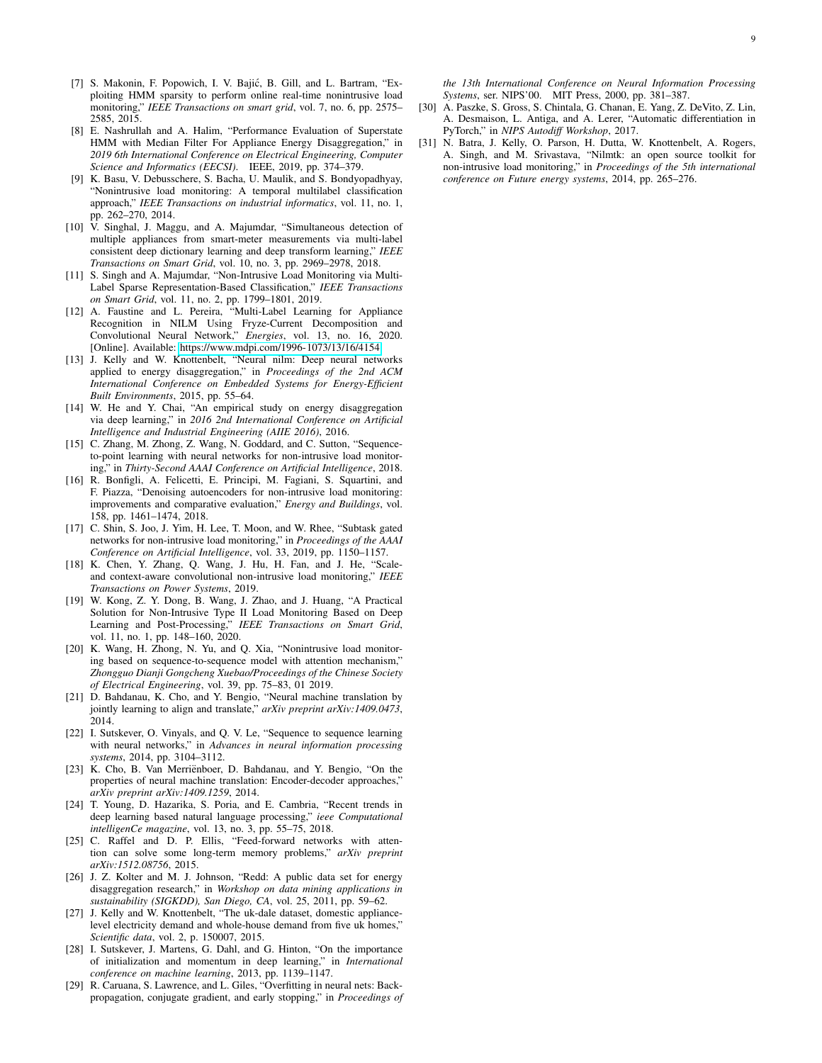[7] S. Makonin, F. Popowich, I. V. Bajić, B. Gill, and L. Bartram, "Exploiting HMM sparsity to perform online real-time nonintrusive load monitoring," *IEEE Transactions on smart grid*, vol. 7, no. 6, pp. 2575–2585, 2015.

[8] E. Nashrullah and A. Halim, "Performance Evaluation of Superstate HMM with Median Filter For Appliance Energy Disaggregation," in *2019 6th International Conference on Electrical Engineering, Computer Science and Informatics (EECSI)*. IEEE, 2019, pp. 374–379.

[9] K. Basu, V. Debusschere, S. Bacha, U. Maulik, and S. Bondyopadhyay, "Nonintrusive load monitoring: A temporal multilabel classification approach," *IEEE Transactions on industrial informatics*, vol. 11, no. 1, pp. 262–270, 2014.

[10] V. Singhal, J. Maggu, and A. Majumdar, "Simultaneous detection of multiple appliances from smart-meter measurements via multi-label consistent deep dictionary learning and deep transform learning," *IEEE Transactions on Smart Grid*, vol. 10, no. 3, pp. 2969–2978, 2018.

[11] S. Singh and A. Majumdar, "Non-Intrusive Load Monitoring via Multi-Label Sparse Representation-Based Classification," *IEEE Transactions on Smart Grid*, vol. 11, no. 2, pp. 1799–1801, 2019.

[12] A. Faustine and L. Pereira, "Multi-Label Learning for Appliance Recognition in NILM Using Fryze-Current Decomposition and Convolutional Neural Network," *Energies*, vol. 13, no. 16, 2020. [Online]. Available: https://www.mdpi.com/1996-1073/13/16/4154

[13] J. Kelly and W. Knottenbelt, "Neural nilm: Deep neural networks applied to energy disaggregation," in *Proceedings of the 2nd ACM International Conference on Embedded Systems for Energy-Efficient Built Environments*, 2015, pp. 55–64.

[14] W. He and Y. Chai, "An empirical study on energy disaggregation via deep learning," in *2016 2nd International Conference on Artificial Intelligence and Industrial Engineering (AIIE 2016)*, 2016.

[15] C. Zhang, M. Zhong, Z. Wang, N. Goddard, and C. Sutton, "Sequence-to-point learning with neural networks for non-intrusive load monitoring," in *Thirty-Second AAAI Conference on Artificial Intelligence*, 2018.

[16] R. Bonfigli, A. Felicetti, E. Principi, M. Fagiani, S. Squartini, and F. Piazza, "Denoising autoencoders for non-intrusive load monitoring: improvements and comparative evaluation," *Energy and Buildings*, vol. 158, pp. 1461–1474, 2018.

[17] C. Shin, S. Joo, J. Yim, H. Lee, T. Moon, and W. Rhee, "Subtask gated networks for non-intrusive load monitoring," in *Proceedings of the AAAI Conference on Artificial Intelligence*, vol. 33, 2019, pp. 1150–1157.

[18] K. Chen, Y. Zhang, Q. Wang, J. Hu, H. Fan, and J. He, "Scale-and context-aware convolutional non-intrusive load monitoring," *IEEE Transactions on Power Systems*, 2019.

[19] W. Kong, Z. Y. Dong, B. Wang, J. Zhao, and J. Huang, "A Practical Solution for Non-Intrusive Type II Load Monitoring Based on Deep Learning and Post-Processing," *IEEE Transactions on Smart Grid*, vol. 11, no. 1, pp. 148–160, 2020.

[20] K. Wang, H. Zhong, N. Yu, and Q. Xia, "Nonintrusive load monitoring based on sequence-to-sequence model with attention mechanism," *Zhongguo Dianji Gongcheng Xuebao/Proceedings of the Chinese Society of Electrical Engineering*, vol. 39, pp. 75–83, 01 2019.

[21] D. Bahdanau, K. Cho, and Y. Bengio, "Neural machine translation by jointly learning to align and translate," *arXiv preprint arXiv:1409.0473*, 2014.

[22] I. Sutskever, O. Vinyals, and Q. V. Le, "Sequence to sequence learning with neural networks," in *Advances in neural information processing systems*, 2014, pp. 3104–3112.

[23] K. Cho, B. Van Merriënboer, D. Bahdanau, and Y. Bengio, "On the properties of neural machine translation: Encoder-decoder approaches," *arXiv preprint arXiv:1409.1259*, 2014.

[24] T. Young, D. Hazarika, S. Poria, and E. Cambria, "Recent trends in deep learning based natural language processing," *ieee Computational intelligenCe magazine*, vol. 13, no. 3, pp. 55–75, 2018.

[25] C. Raffel and D. P. Ellis, "Feed-forward networks with attention can solve some long-term memory problems," *arXiv preprint arXiv:1512.08756*, 2015.

[26] J. Z. Kolter and M. J. Johnson, "Redd: A public data set for energy disaggregation research," in *Workshop on data mining applications in sustainability (SIGKDD), San Diego, CA*, vol. 25, 2011, pp. 59–62.

[27] J. Kelly and W. Knottenbelt, "The uk-dale dataset, domestic appliance-level electricity demand and whole-house demand from five uk homes," *Scientific data*, vol. 2, p. 150007, 2015.

[28] I. Sutskever, J. Martens, G. Dahl, and G. Hinton, "On the importance of initialization and momentum in deep learning," in *International conference on machine learning*, 2013, pp. 1139–1147.

[29] R. Caruana, S. Lawrence, and L. Giles, "Overfitting in neural nets: Backpropagation, conjugate gradient, and early stopping," in *Proceedings of the 13th International Conference on Neural Information Processing Systems*, ser. NIPS'00. MIT Press, 2000, pp. 381–387.

[30] A. Paszke, S. Gross, S. Chintala, G. Chanan, E. Yang, Z. DeVito, Z. Lin, A. Desmaison, L. Antiga, and A. Lerer, "Automatic differentiation in PyTorch," in *NIPS Autodiff Workshop*, 2017.

[31] N. Batra, J. Kelly, O. Parson, H. Dutta, W. Knottenbelt, A. Rogers, A. Singh, and M. Srivastava, "Nilmtk: an open source toolkit for non-intrusive load monitoring," in *Proceedings of the 5th international conference on Future energy systems*, 2014, pp. 265–276.